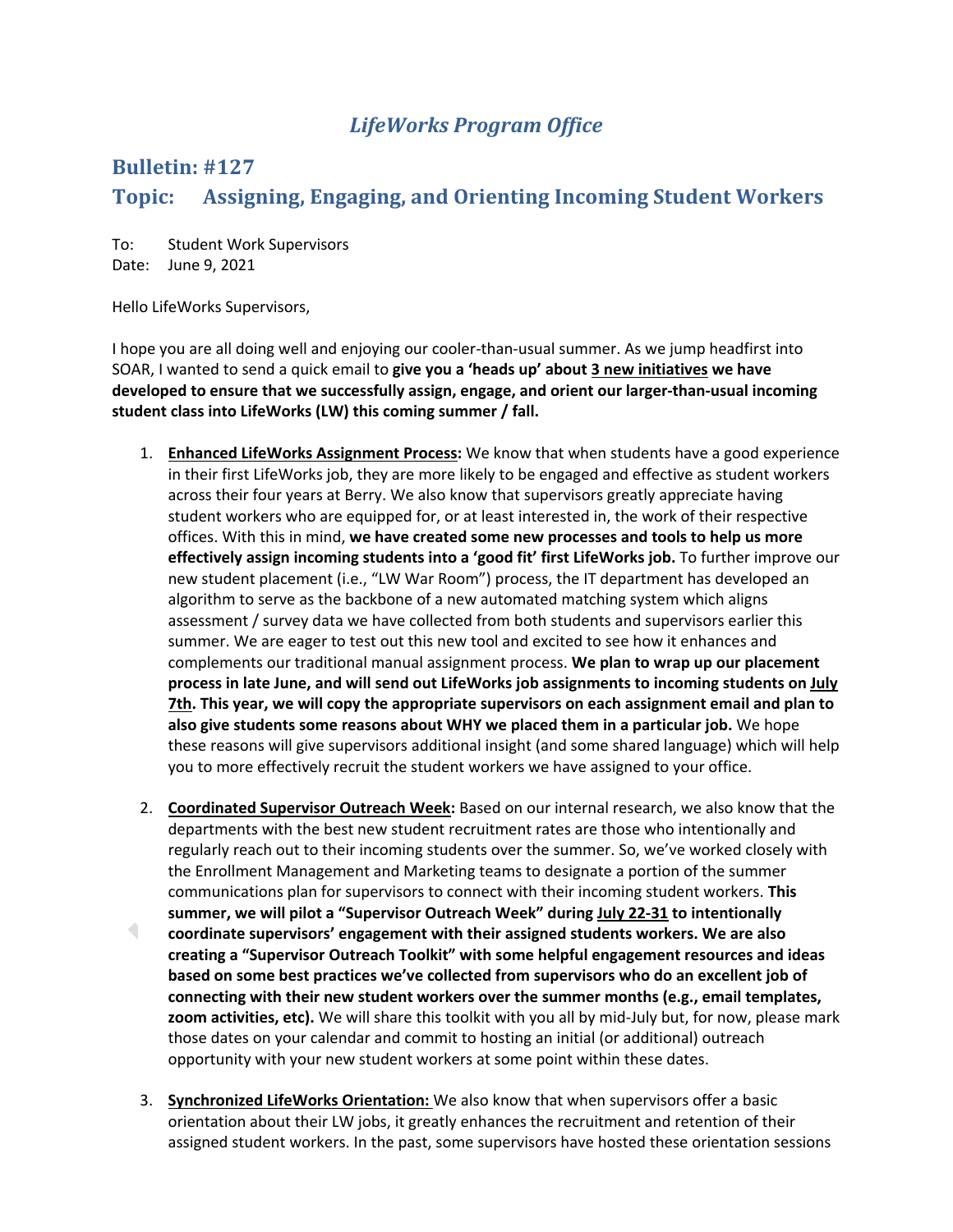# *LifeWorks Program Office*

## Bulletin: #127

## Topic: Assigning, Engaging, and Orienting Incoming Student Workers

To: Student Work Supervisors
Date: June 9, 2021

Hello LifeWorks Supervisors,

I hope you are all doing well and enjoying our cooler-than-usual summer. As we jump headfirst into SOAR, I wanted to send a quick email to **give you a 'heads up' about <u>3 new initiatives</u> we have developed to ensure that we successfully assign, engage, and orient our larger-than-usual incoming student class into LifeWorks (LW) this coming summer / fall.**

1. **<u>Enhanced LifeWorks Assignment Process</u>:** We know that when students have a good experience in their first LifeWorks job, they are more likely to be engaged and effective as student workers across their four years at Berry. We also know that supervisors greatly appreciate having student workers who are equipped for, or at least interested in, the work of their respective offices. With this in mind, **we have created some new processes and tools to help us more effectively assign incoming students into a 'good fit' first LifeWorks job.** To further improve our new student placement (i.e., "LW War Room") process, the IT department has developed an algorithm to serve as the backbone of a new automated matching system which aligns assessment / survey data we have collected from both students and supervisors earlier this summer. We are eager to test out this new tool and excited to see how it enhances and complements our traditional manual assignment process. **We plan to wrap up our placement process in late June, and will send out LifeWorks job assignments to incoming students on <u>July 7th</u>. This year, we will copy the appropriate supervisors on each assignment email and plan to also give students some reasons about WHY we placed them in a particular job.** We hope these reasons will give supervisors additional insight (and some shared language) which will help you to more effectively recruit the student workers we have assigned to your office.

2. **<u>Coordinated Supervisor Outreach Week</u>:** Based on our internal research, we also know that the departments with the best new student recruitment rates are those who intentionally and regularly reach out to their incoming students over the summer. So, we've worked closely with the Enrollment Management and Marketing teams to designate a portion of the summer communications plan for supervisors to connect with their incoming student workers. **This summer, we will pilot a "Supervisor Outreach Week" during <u>July 22-31</u> to intentionally coordinate supervisors' engagement with their assigned students workers. We are also creating a "Supervisor Outreach Toolkit" with some helpful engagement resources and ideas based on some best practices we've collected from supervisors who do an excellent job of connecting with their new student workers over the summer months (e.g., email templates, zoom activities, etc).** We will share this toolkit with you all by mid-July but, for now, please mark those dates on your calendar and commit to hosting an initial (or additional) outreach opportunity with your new student workers at some point within these dates.

3. **<u>Synchronized LifeWorks Orientation:</u>** We also know that when supervisors offer a basic orientation about their LW jobs, it greatly enhances the recruitment and retention of their assigned student workers. In the past, some supervisors have hosted these orientation sessions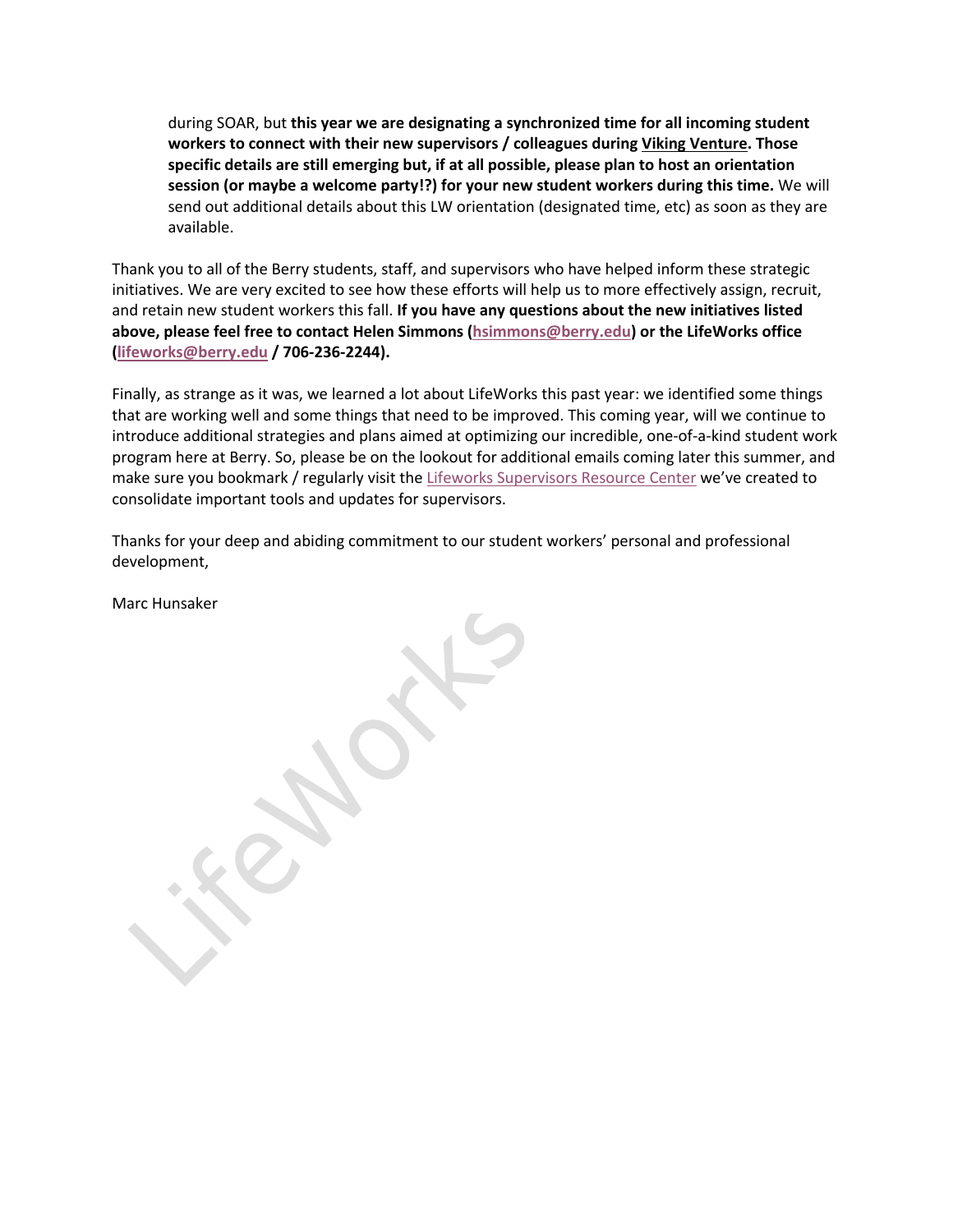during SOAR, but **this year we are designating a synchronized time for all incoming student workers to connect with their new supervisors / colleagues during Viking Venture. Those specific details are still emerging but, if at all possible, please plan to host an orientation session (or maybe a welcome party!?) for your new student workers during this time.** We will send out additional details about this LW orientation (designated time, etc) as soon as they are available.

Thank you to all of the Berry students, staff, and supervisors who have helped inform these strategic initiatives. We are very excited to see how these efforts will help us to more effectively assign, recruit, and retain new student workers this fall. **If you have any questions about the new initiatives listed above, please feel free to contact Helen Simmons (hsimmons@berry.edu) or the LifeWorks office (lifeworks@berry.edu / 706-236-2244).**

Finally, as strange as it was, we learned a lot about LifeWorks this past year: we identified some things that are working well and some things that need to be improved. This coming year, will we continue to introduce additional strategies and plans aimed at optimizing our incredible, one-of-a-kind student work program here at Berry. So, please be on the lookout for additional emails coming later this summer, and make sure you bookmark / regularly visit the Lifeworks Supervisors Resource Center we've created to consolidate important tools and updates for supervisors.

Thanks for your deep and abiding commitment to our student workers' personal and professional development,

Marc Hunsaker